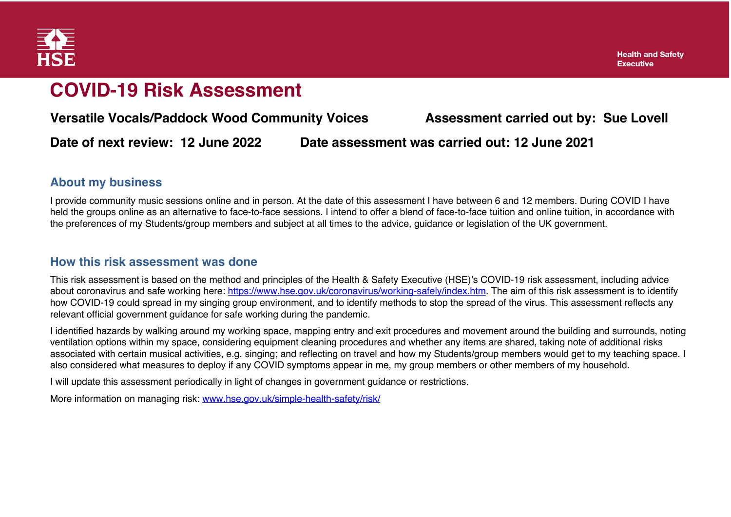HSE

Health and Safety Executive

# COVID-19 Risk Assessment

**Versatile Vocals/Paddock Wood Community Voices** **Assessment carried out by: Sue Lovell**

**Date of next review: 12 June 2022** **Date assessment was carried out: 12 June 2021**

## About my business

I provide community music sessions online and in person. At the date of this assessment I have between 6 and 12 members. During COVID I have held the groups online as an alternative to face-to-face sessions. I intend to offer a blend of face-to-face tuition and online tuition, in accordance with the preferences of my Students/group members and subject at all times to the advice, guidance or legislation of the UK government.

## How this risk assessment was done

This risk assessment is based on the method and principles of the Health & Safety Executive (HSE)'s COVID-19 risk assessment, including advice about coronavirus and safe working here: [https://www.hse.gov.uk/coronavirus/working-safely/index.htm](https://www.hse.gov.uk/coronavirus/working-safely/index.htm). The aim of this risk assessment is to identify how COVID-19 could spread in my singing group environment, and to identify methods to stop the spread of the virus. This assessment reflects any relevant official government guidance for safe working during the pandemic.

I identified hazards by walking around my working space, mapping entry and exit procedures and movement around the building and surrounds, noting ventilation options within my space, considering equipment cleaning procedures and whether any items are shared, taking note of additional risks associated with certain musical activities, e.g. singing; and reflecting on travel and how my Students/group members would get to my teaching space. I also considered what measures to deploy if any COVID symptoms appear in me, my group members or other members of my household.

I will update this assessment periodically in light of changes in government guidance or restrictions.

More information on managing risk: [www.hse.gov.uk/simple-health-safety/risk/](www.hse.gov.uk/simple-health-safety/risk/)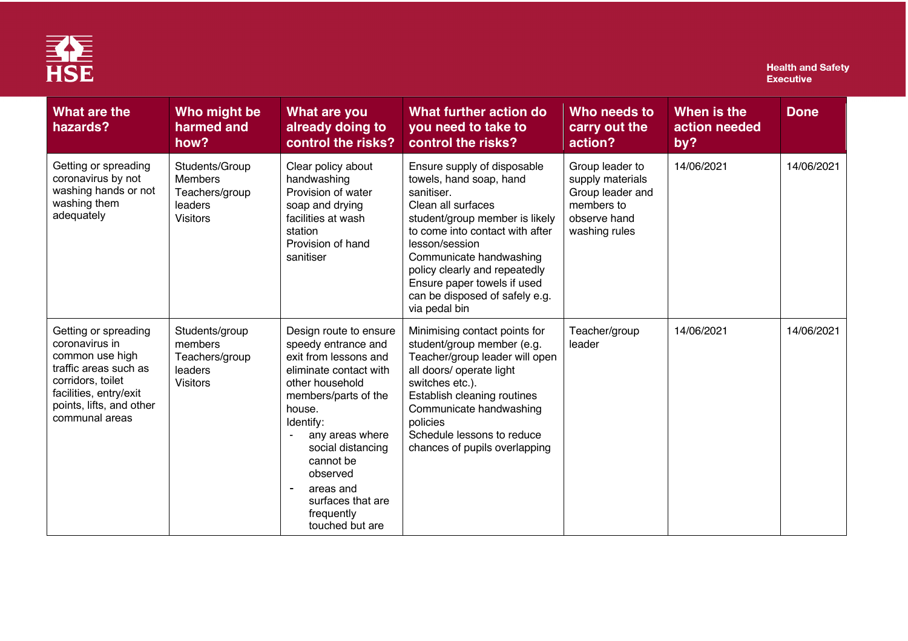| What are the hazards? | Who might be harmed and how? | What are you already doing to control the risks? | What further action do you need to take to control the risks? | Who needs to carry out the action? | When is the action needed by? | Done |
|---|---|---|---|---|---|---|
| Getting or spreading coronavirus by not washing hands or not washing them adequately | Students/Group Members<br>Teachers/group leaders<br>Visitors | Clear policy about handwashing<br>Provision of water soap and drying facilities at wash station<br>Provision of hand sanitiser | Ensure supply of disposable towels, hand soap, hand sanitiser.<br>Clean all surfaces student/group member is likely to come into contact with after lesson/session<br>Communicate handwashing policy clearly and repeatedly<br>Ensure paper towels if used can be disposed of safely e.g. via pedal bin | Group leader to supply materials<br>Group leader and members to observe hand washing rules | 14/06/2021 | 14/06/2021 |
| Getting or spreading coronavirus in common use high traffic areas such as corridors, toilet facilities, entry/exit points, lifts, and other communal areas | Students/group members<br>Teachers/group leaders<br>Visitors | Design route to ensure speedy entrance and exit from lessons and eliminate contact with other household members/parts of the house.<br>Identify:<br>- any areas where social distancing cannot be observed<br>- areas and surfaces that are frequently touched but are | Minimising contact points for student/group member (e.g. Teacher/group leader will open all doors/ operate light switches etc.).<br>Establish cleaning routines<br>Communicate handwashing policies<br>Schedule lessons to reduce chances of pupils overlapping | Teacher/group leader | 14/06/2021 | 14/06/2021 |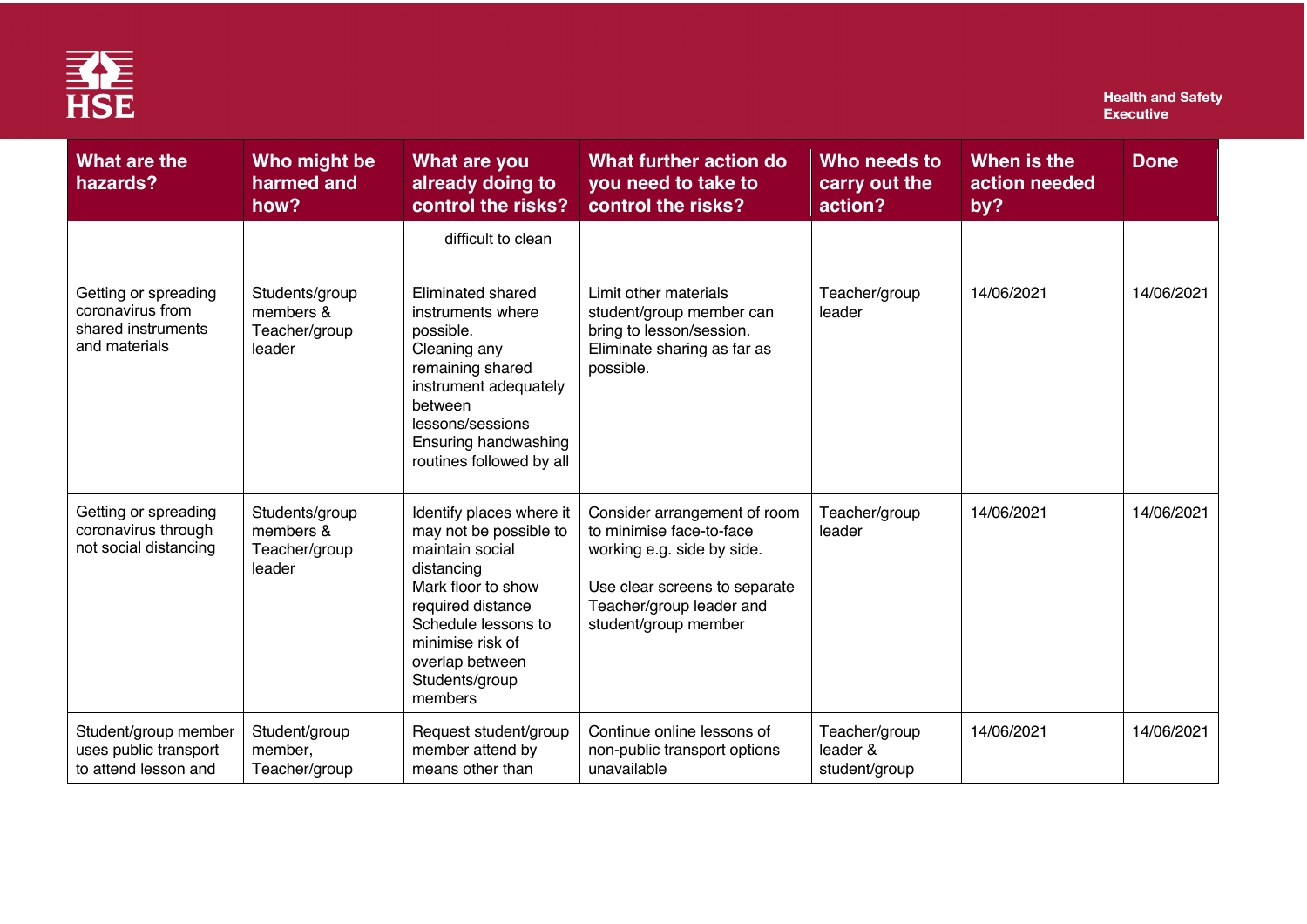| What are the hazards? | Who might be harmed and how? | What are you already doing to control the risks? | What further action do you need to take to control the risks? | Who needs to carry out the action? | When is the action needed by? | Done |
|---|---|---|---|---|---|---|
| | | difficult to clean | | | | |
| Getting or spreading coronavirus from shared instruments and materials | Students/group members & Teacher/group leader | Eliminated shared instruments where possible. Cleaning any remaining shared instrument adequately between lessons/sessions Ensuring handwashing routines followed by all | Limit other materials student/group member can bring to lesson/session. Eliminate sharing as far as possible. | Teacher/group leader | 14/06/2021 | 14/06/2021 |
| Getting or spreading coronavirus through not social distancing | Students/group members & Teacher/group leader | Identify places where it may not be possible to maintain social distancing Mark floor to show required distance Schedule lessons to minimise risk of overlap between Students/group members | Consider arrangement of room to minimise face-to-face working e.g. side by side.<br><br>Use clear screens to separate Teacher/group leader and student/group member | Teacher/group leader | 14/06/2021 | 14/06/2021 |
| Student/group member uses public transport to attend lesson and | Student/group member, Teacher/group | Request student/group member attend by means other than | Continue online lessons of non-public transport options unavailable | Teacher/group leader & student/group | 14/06/2021 | 14/06/2021 |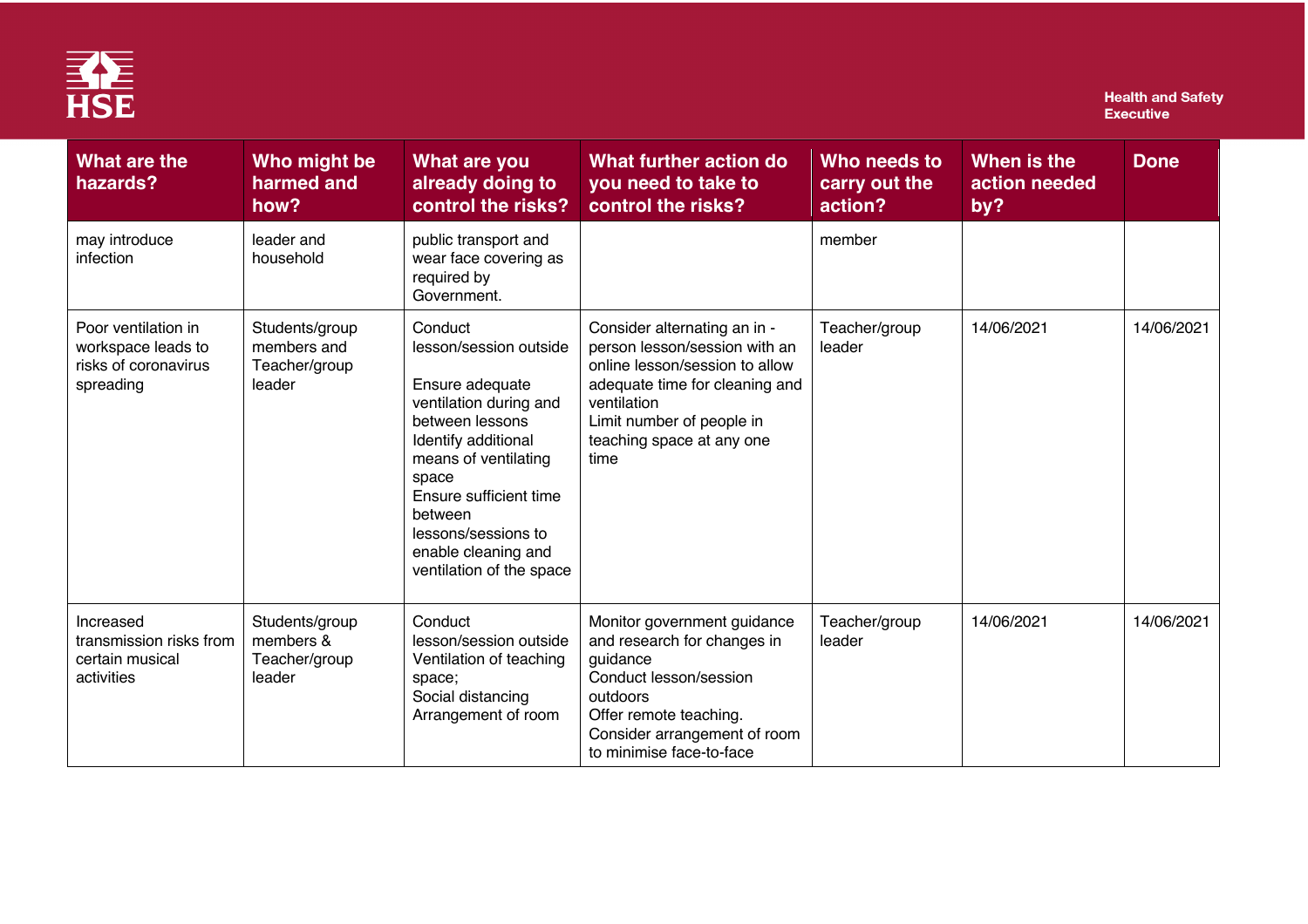| What are the hazards? | Who might be harmed and how? | What are you already doing to control the risks? | What further action do you need to take to control the risks? | Who needs to carry out the action? | When is the action needed by? | Done |
|---|---|---|---|---|---|---|
| may introduce infection | leader and household | public transport and wear face covering as required by Government. | | member | | |
| Poor ventilation in workspace leads to risks of coronavirus spreading | Students/group members and Teacher/group leader | Conduct lesson/session outside<br><br>Ensure adequate ventilation during and between lessons<br>Identify additional means of ventilating space<br>Ensure sufficient time between lessons/sessions to enable cleaning and ventilation of the space | Consider alternating an in - person lesson/session with an online lesson/session to allow adequate time for cleaning and ventilation<br>Limit number of people in teaching space at any one time | Teacher/group leader | 14/06/2021 | 14/06/2021 |
| Increased transmission risks from certain musical activities | Students/group members & Teacher/group leader | Conduct lesson/session outside<br>Ventilation of teaching space;<br>Social distancing<br>Arrangement of room | Monitor government guidance and research for changes in guidance<br>Conduct lesson/session outdoors<br>Offer remote teaching.<br>Consider arrangement of room to minimise face-to-face | Teacher/group leader | 14/06/2021 | 14/06/2021 |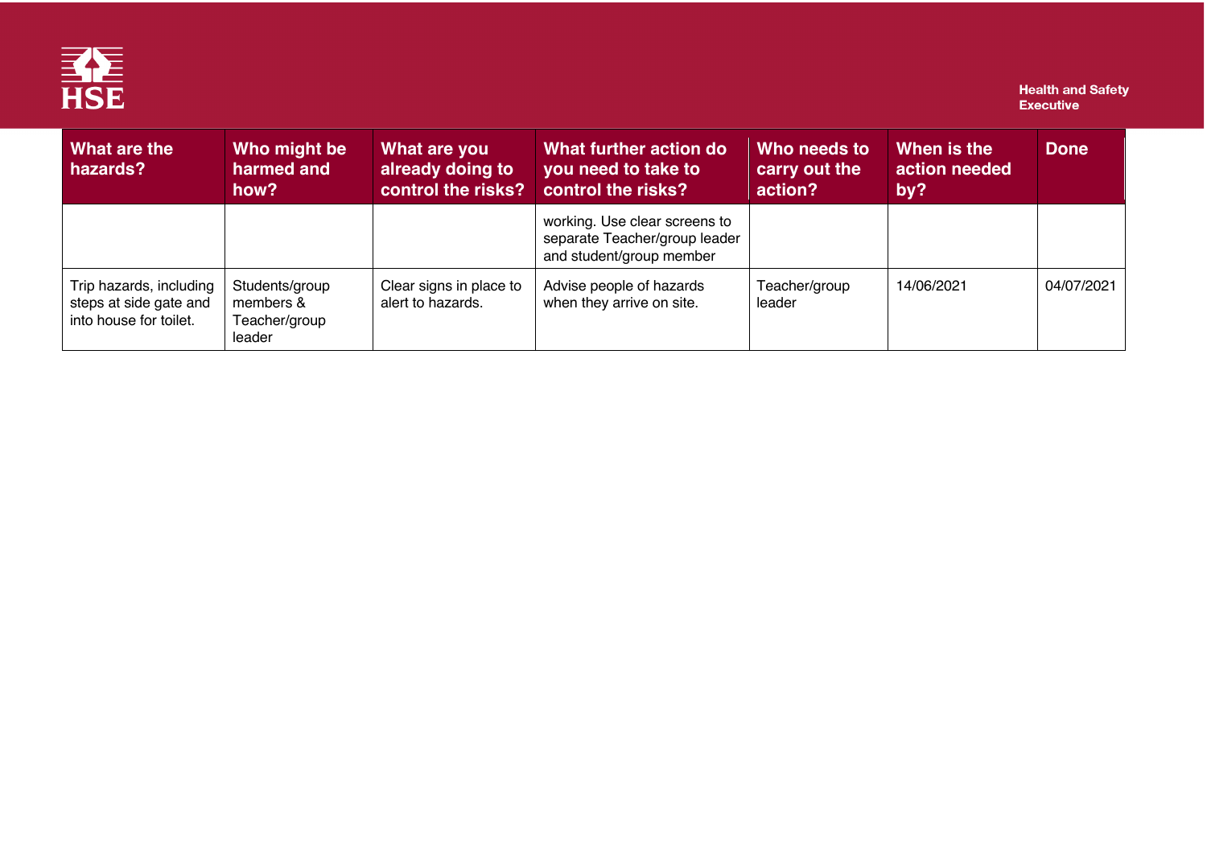| What are the hazards? | Who might be harmed and how? | What are you already doing to control the risks? | What further action do you need to take to control the risks? | Who needs to carry out the action? | When is the action needed by? | Done |
|---|---|---|---|---|---|---|
| | | | working. Use clear screens to separate Teacher/group leader and student/group member | | | |
| Trip hazards, including steps at side gate and into house for toilet. | Students/group members & Teacher/group leader | Clear signs in place to alert to hazards. | Advise people of hazards when they arrive on site. | Teacher/group leader | 14/06/2021 | 04/07/2021 |